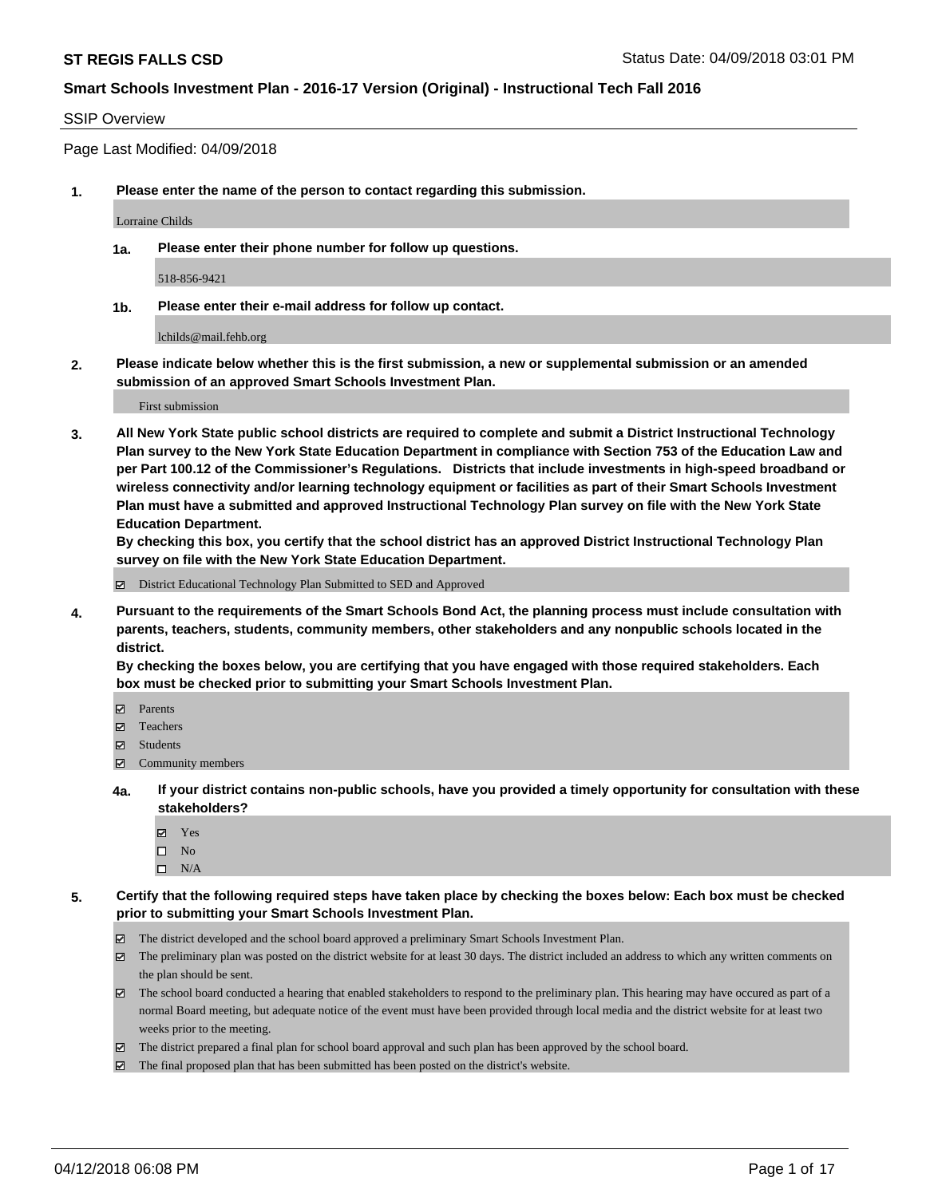**ST REGIS FALLS CSD** Status Date: 04/09/2018 03:01 PM

**Smart Schools Investment Plan - 2016-17 Version (Original) - Instructional Tech Fall 2016**

SSIP Overview

Page Last Modified: 04/09/2018

**1. Please enter the name of the person to contact regarding this submission.**

Lorraine Childs

**1a. Please enter their phone number for follow up questions.**

518-856-9421

**1b. Please enter their e-mail address for follow up contact.**

lchilds@mail.fehb.org

**2. Please indicate below whether this is the first submission, a new or supplemental submission or an amended submission of an approved Smart Schools Investment Plan.**

First submission

**3. All New York State public school districts are required to complete and submit a District Instructional Technology Plan survey to the New York State Education Department in compliance with Section 753 of the Education Law and per Part 100.12 of the Commissioner's Regulations. Districts that include investments in high-speed broadband or wireless connectivity and/or learning technology equipment or facilities as part of their Smart Schools Investment Plan must have a submitted and approved Instructional Technology Plan survey on file with the New York State Education Department.**
**By checking this box, you certify that the school district has an approved District Instructional Technology Plan survey on file with the New York State Education Department.**

- [x] District Educational Technology Plan Submitted to SED and Approved

**4. Pursuant to the requirements of the Smart Schools Bond Act, the planning process must include consultation with parents, teachers, students, community members, other stakeholders and any nonpublic schools located in the district.**
**By checking the boxes below, you are certifying that you have engaged with those required stakeholders. Each box must be checked prior to submitting your Smart Schools Investment Plan.**

- [x] Parents
- [x] Teachers
- [x] Students
- [x] Community members

**4a. If your district contains non-public schools, have you provided a timely opportunity for consultation with these stakeholders?**

- [x] Yes
- [ ] No
- [ ] N/A

**5. Certify that the following required steps have taken place by checking the boxes below: Each box must be checked prior to submitting your Smart Schools Investment Plan.**

- [x] The district developed and the school board approved a preliminary Smart Schools Investment Plan.
- [x] The preliminary plan was posted on the district website for at least 30 days. The district included an address to which any written comments on the plan should be sent.
- [x] The school board conducted a hearing that enabled stakeholders to respond to the preliminary plan. This hearing may have occured as part of a normal Board meeting, but adequate notice of the event must have been provided through local media and the district website for at least two weeks prior to the meeting.
- [x] The district prepared a final plan for school board approval and such plan has been approved by the school board.
- [x] The final proposed plan that has been submitted has been posted on the district's website.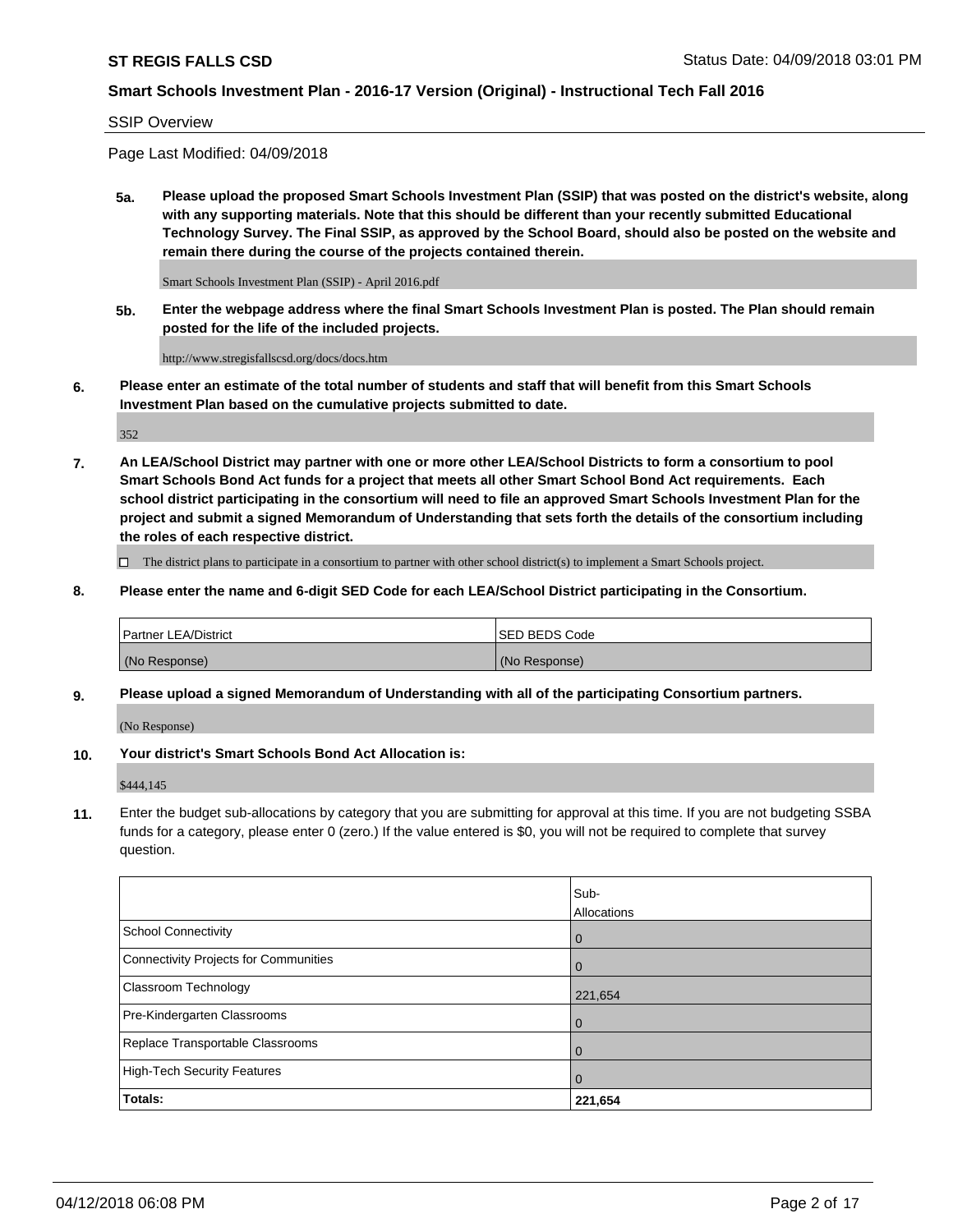SSIP Overview

Page Last Modified: 04/09/2018

**5a. Please upload the proposed Smart Schools Investment Plan (SSIP) that was posted on the district's website, along with any supporting materials. Note that this should be different than your recently submitted Educational Technology Survey. The Final SSIP, as approved by the School Board, should also be posted on the website and remain there during the course of the projects contained therein.**

Smart Schools Investment Plan (SSIP) - April 2016.pdf

**5b. Enter the webpage address where the final Smart Schools Investment Plan is posted. The Plan should remain posted for the life of the included projects.**

http://www.stregisfallscsd.org/docs/docs.htm

**6. Please enter an estimate of the total number of students and staff that will benefit from this Smart Schools Investment Plan based on the cumulative projects submitted to date.**

352

**7. An LEA/School District may partner with one or more other LEA/School Districts to form a consortium to pool Smart Schools Bond Act funds for a project that meets all other Smart School Bond Act requirements. Each school district participating in the consortium will need to file an approved Smart Schools Investment Plan for the project and submit a signed Memorandum of Understanding that sets forth the details of the consortium including the roles of each respective district.**

☐ The district plans to participate in a consortium to partner with other school district(s) to implement a Smart Schools project.

**8. Please enter the name and 6-digit SED Code for each LEA/School District participating in the Consortium.**

| Partner LEA/District | SED BEDS Code |
|---|---|
| (No Response) | (No Response) |

**9. Please upload a signed Memorandum of Understanding with all of the participating Consortium partners.**

(No Response)

**10. Your district's Smart Schools Bond Act Allocation is:**

$444,145

**11.** Enter the budget sub-allocations by category that you are submitting for approval at this time. If you are not budgeting SSBA funds for a category, please enter 0 (zero.) If the value entered is $0, you will not be required to complete that survey question.

| | Sub-Allocations |
|---|---|
| School Connectivity | 0 |
| Connectivity Projects for Communities | 0 |
| Classroom Technology | 221,654 |
| Pre-Kindergarten Classrooms | 0 |
| Replace Transportable Classrooms | 0 |
| High-Tech Security Features | 0 |
| **Totals:** | **221,654** |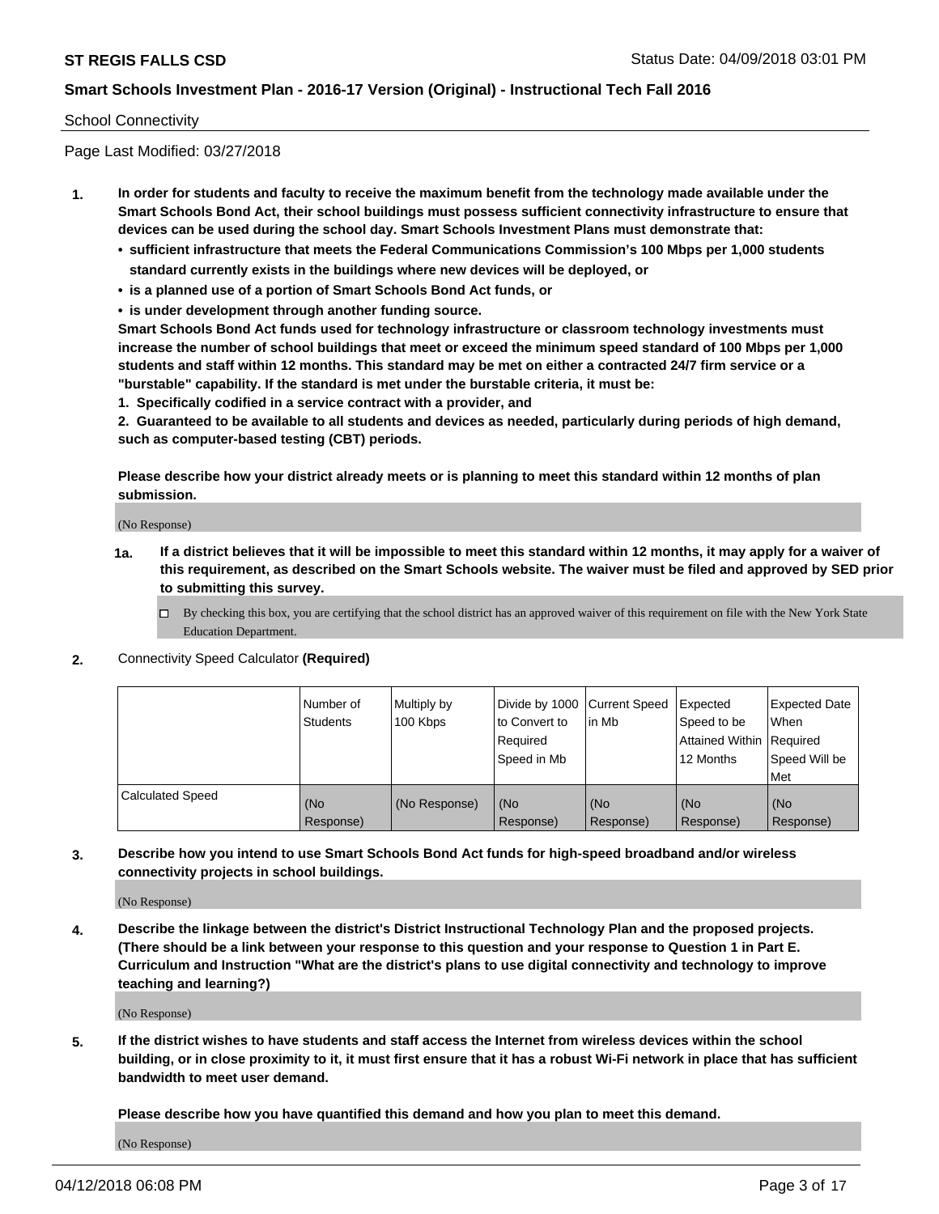## School Connectivity

Page Last Modified: 03/27/2018

1. **In order for students and faculty to receive the maximum benefit from the technology made available under the Smart Schools Bond Act, their school buildings must possess sufficient connectivity infrastructure to ensure that devices can be used during the school day. Smart Schools Investment Plans must demonstrate that:**
   - **sufficient infrastructure that meets the Federal Communications Commission's 100 Mbps per 1,000 students standard currently exists in the buildings where new devices will be deployed, or**
   - **is a planned use of a portion of Smart Schools Bond Act funds, or**
   - **is under development through another funding source.**

   **Smart Schools Bond Act funds used for technology infrastructure or classroom technology investments must increase the number of school buildings that meet or exceed the minimum speed standard of 100 Mbps per 1,000 students and staff within 12 months. This standard may be met on either a contracted 24/7 firm service or a "burstable" capability. If the standard is met under the burstable criteria, it must be:**

   **1. Specifically codified in a service contract with a provider, and**

   **2. Guaranteed to be available to all students and devices as needed, particularly during periods of high demand, such as computer-based testing (CBT) periods.**

   **Please describe how your district already meets or is planning to meet this standard within 12 months of plan submission.**

   (No Response)

   **1a. If a district believes that it will be impossible to meet this standard within 12 months, it may apply for a waiver of this requirement, as described on the Smart Schools website. The waiver must be filed and approved by SED prior to submitting this survey.**

   ☐ By checking this box, you are certifying that the school district has an approved waiver of this requirement on file with the New York State Education Department.

2. Connectivity Speed Calculator **(Required)**

| | Number of Students | Multiply by 100 Kbps | Divide by 1000 to Convert to Required Speed in Mb | Current Speed in Mb | Expected Speed to be Attained Within 12 Months | Expected Date When Required Speed Will be Met |
|---|---|---|---|---|---|---|
| Calculated Speed | (No Response) | (No Response) | (No Response) | (No Response) | (No Response) | (No Response) |

3. **Describe how you intend to use Smart Schools Bond Act funds for high-speed broadband and/or wireless connectivity projects in school buildings.**

   (No Response)

4. **Describe the linkage between the district's District Instructional Technology Plan and the proposed projects. (There should be a link between your response to this question and your response to Question 1 in Part E. Curriculum and Instruction "What are the district's plans to use digital connectivity and technology to improve teaching and learning?)**

   (No Response)

5. **If the district wishes to have students and staff access the Internet from wireless devices within the school building, or in close proximity to it, it must first ensure that it has a robust Wi-Fi network in place that has sufficient bandwidth to meet user demand.**

   **Please describe how you have quantified this demand and how you plan to meet this demand.**

   (No Response)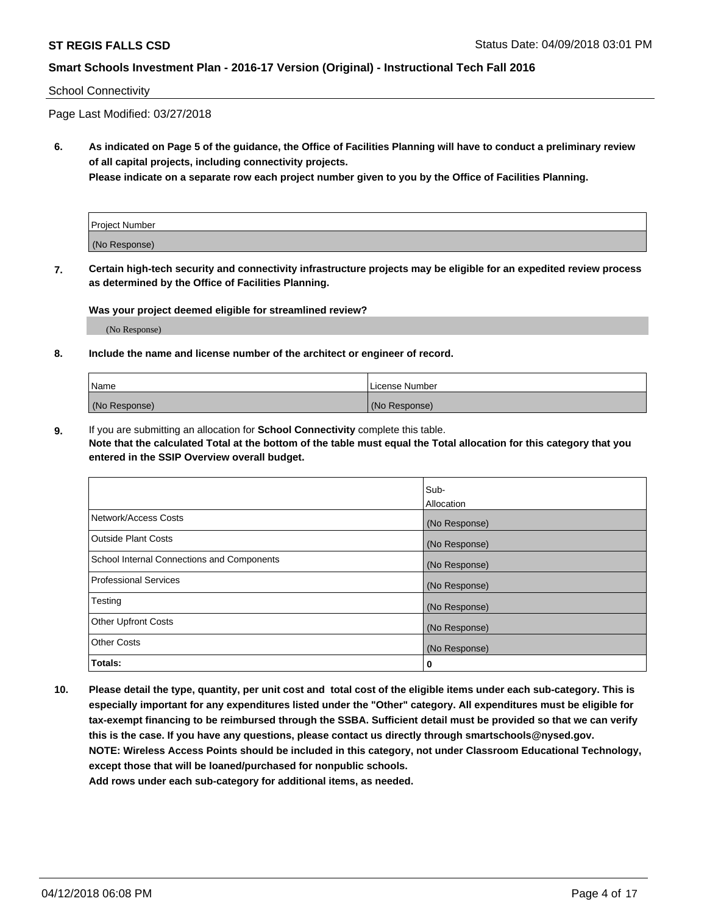School Connectivity

Page Last Modified: 03/27/2018

**6. As indicated on Page 5 of the guidance, the Office of Facilities Planning will have to conduct a preliminary review of all capital projects, including connectivity projects.**
**Please indicate on a separate row each project number given to you by the Office of Facilities Planning.**

| Project Number |
| --- |
| (No Response) |

**7. Certain high-tech security and connectivity infrastructure projects may be eligible for an expedited review process as determined by the Office of Facilities Planning.**

**Was your project deemed eligible for streamlined review?**

(No Response)

**8. Include the name and license number of the architect or engineer of record.**

| Name | License Number |
| --- | --- |
| (No Response) | (No Response) |

**9.** If you are submitting an allocation for **School Connectivity** complete this table.
**Note that the calculated Total at the bottom of the table must equal the Total allocation for this category that you entered in the SSIP Overview overall budget.**

| | Sub-Allocation |
| --- | --- |
| Network/Access Costs | (No Response) |
| Outside Plant Costs | (No Response) |
| School Internal Connections and Components | (No Response) |
| Professional Services | (No Response) |
| Testing | (No Response) |
| Other Upfront Costs | (No Response) |
| Other Costs | (No Response) |
| **Totals:** | **0** |

**10. Please detail the type, quantity, per unit cost and total cost of the eligible items under each sub-category. This is especially important for any expenditures listed under the "Other" category. All expenditures must be eligible for tax-exempt financing to be reimbursed through the SSBA. Sufficient detail must be provided so that we can verify this is the case. If you have any questions, please contact us directly through smartschools@nysed.gov.**
**NOTE: Wireless Access Points should be included in this category, not under Classroom Educational Technology, except those that will be loaned/purchased for nonpublic schools.**
**Add rows under each sub-category for additional items, as needed.**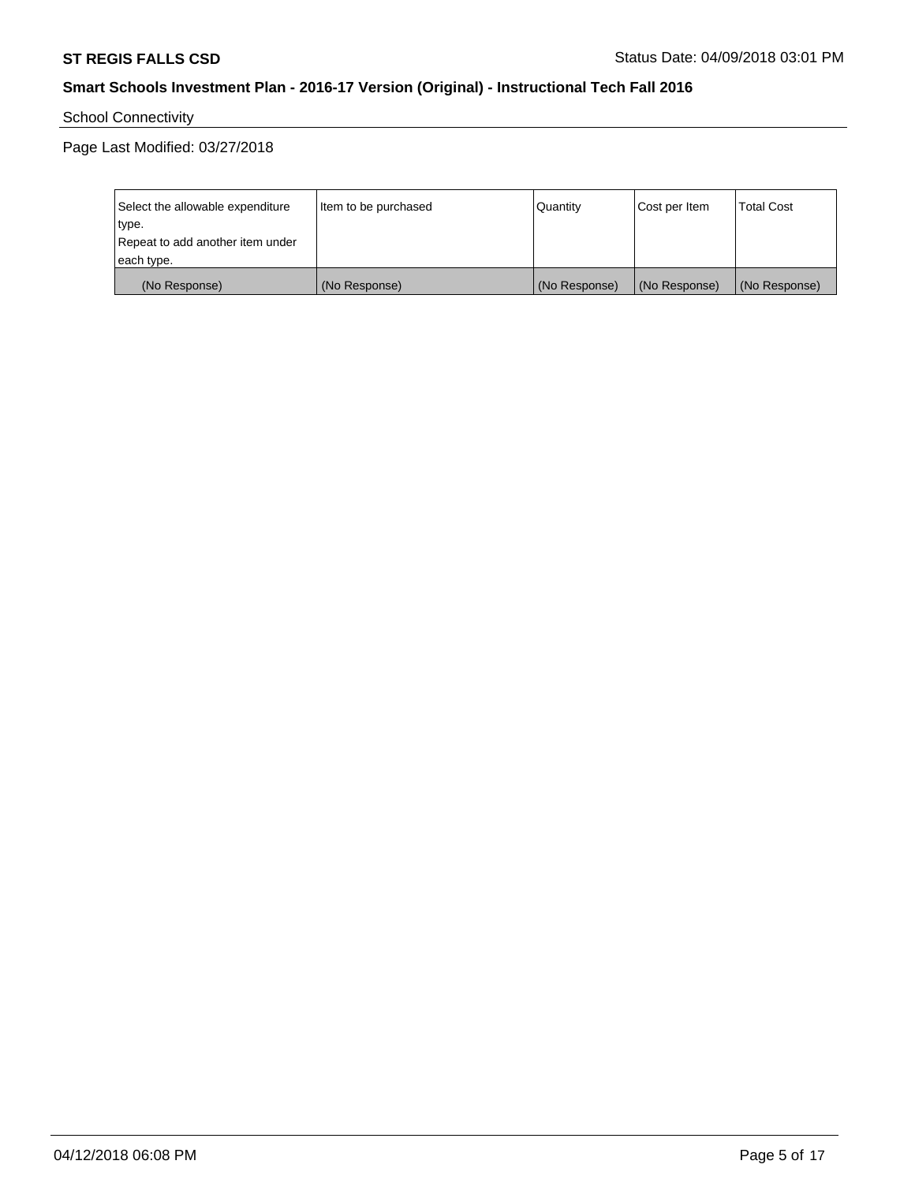School Connectivity

Page Last Modified: 03/27/2018

| Select the allowable expenditure type. Repeat to add another item under each type. | Item to be purchased | Quantity | Cost per Item | Total Cost |
|---|---|---|---|---|
| (No Response) | (No Response) | (No Response) | (No Response) | (No Response) |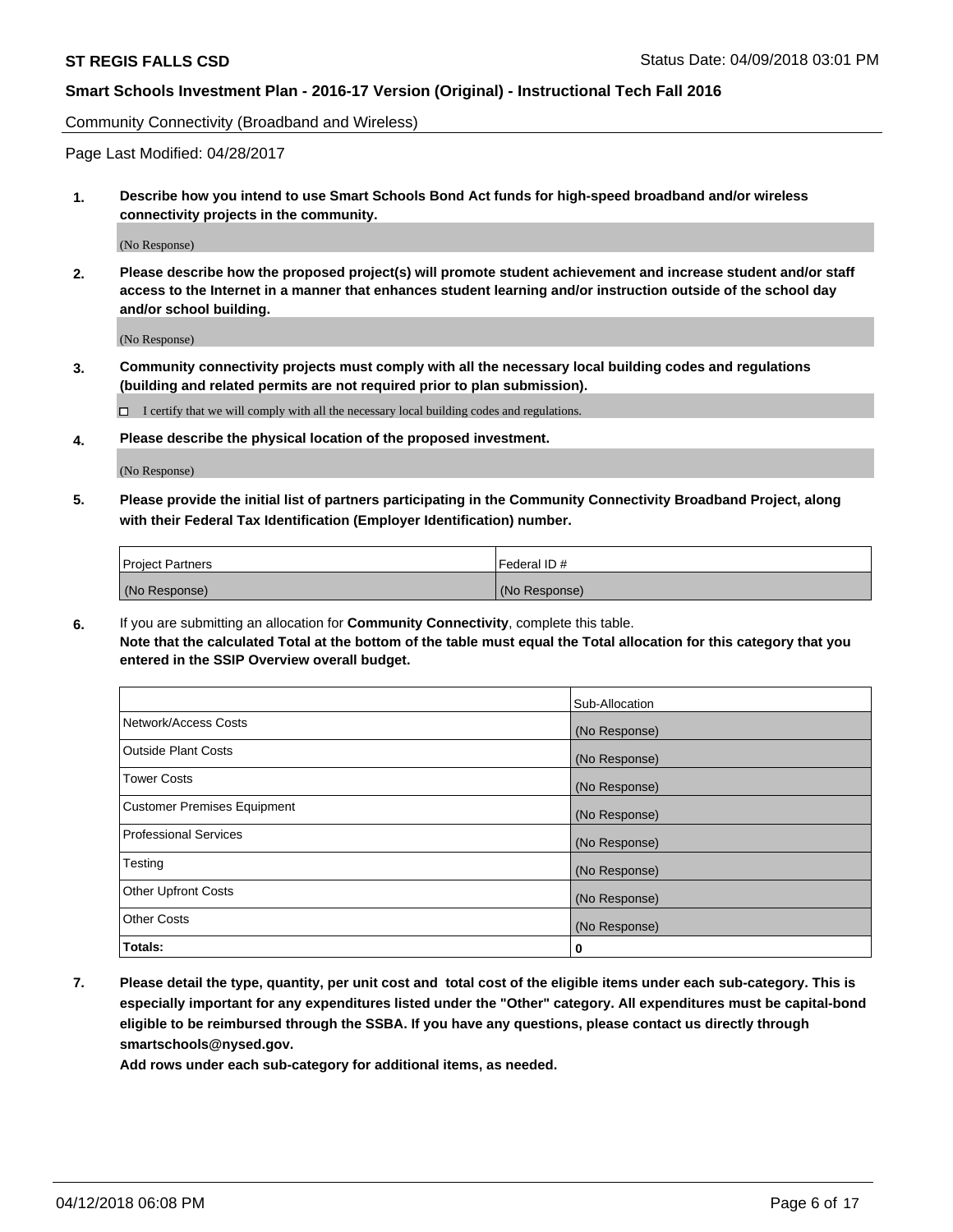Community Connectivity (Broadband and Wireless)

Page Last Modified: 04/28/2017

**1. Describe how you intend to use Smart Schools Bond Act funds for high-speed broadband and/or wireless connectivity projects in the community.**

(No Response)

**2. Please describe how the proposed project(s) will promote student achievement and increase student and/or staff access to the Internet in a manner that enhances student learning and/or instruction outside of the school day and/or school building.**

(No Response)

**3. Community connectivity projects must comply with all the necessary local building codes and regulations (building and related permits are not required prior to plan submission).**

☐ I certify that we will comply with all the necessary local building codes and regulations.

**4. Please describe the physical location of the proposed investment.**

(No Response)

**5. Please provide the initial list of partners participating in the Community Connectivity Broadband Project, along with their Federal Tax Identification (Employer Identification) number.**

| Project Partners | Federal ID # |
|---|---|
| (No Response) | (No Response) |

**6.** If you are submitting an allocation for **Community Connectivity**, complete this table.
**Note that the calculated Total at the bottom of the table must equal the Total allocation for this category that you entered in the SSIP Overview overall budget.**

| | Sub-Allocation |
|---|---|
| Network/Access Costs | (No Response) |
| Outside Plant Costs | (No Response) |
| Tower Costs | (No Response) |
| Customer Premises Equipment | (No Response) |
| Professional Services | (No Response) |
| Testing | (No Response) |
| Other Upfront Costs | (No Response) |
| Other Costs | (No Response) |
| **Totals:** | **0** |

**7. Please detail the type, quantity, per unit cost and total cost of the eligible items under each sub-category. This is especially important for any expenditures listed under the "Other" category. All expenditures must be capital-bond eligible to be reimbursed through the SSBA. If you have any questions, please contact us directly through smartschools@nysed.gov.**

**Add rows under each sub-category for additional items, as needed.**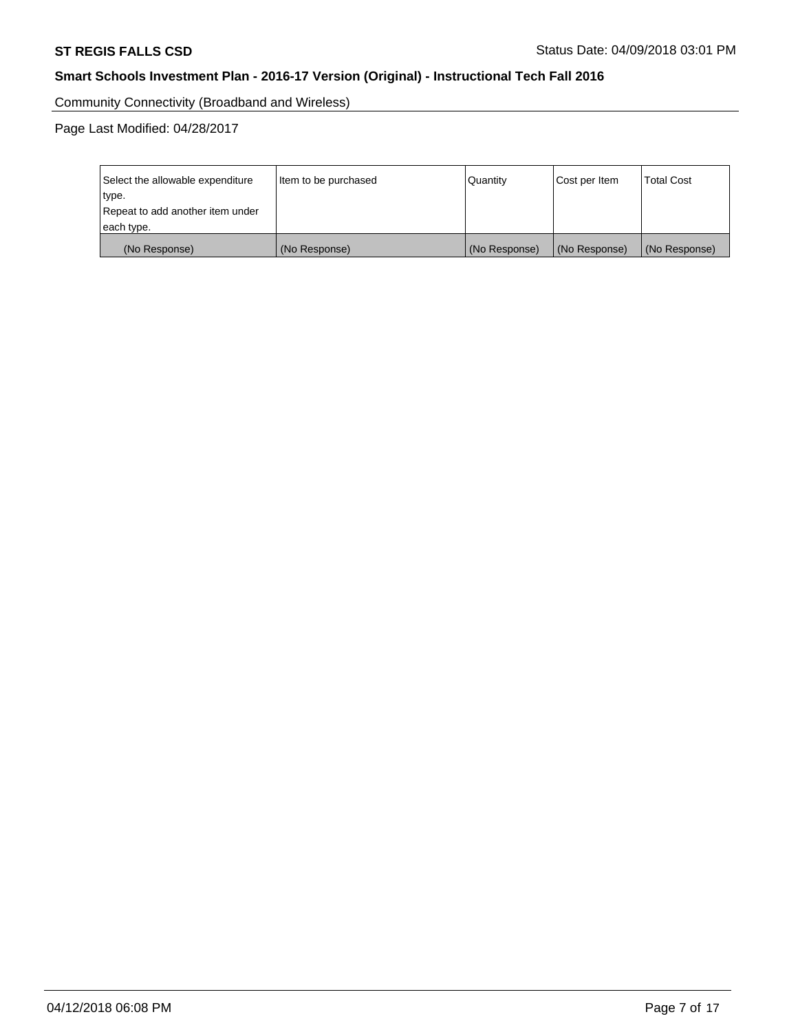Community Connectivity (Broadband and Wireless)

Page Last Modified: 04/28/2017

| Select the allowable expenditure type. Repeat to add another item under each type. | Item to be purchased | Quantity | Cost per Item | Total Cost |
|---|---|---|---|---|
| (No Response) | (No Response) | (No Response) | (No Response) | (No Response) |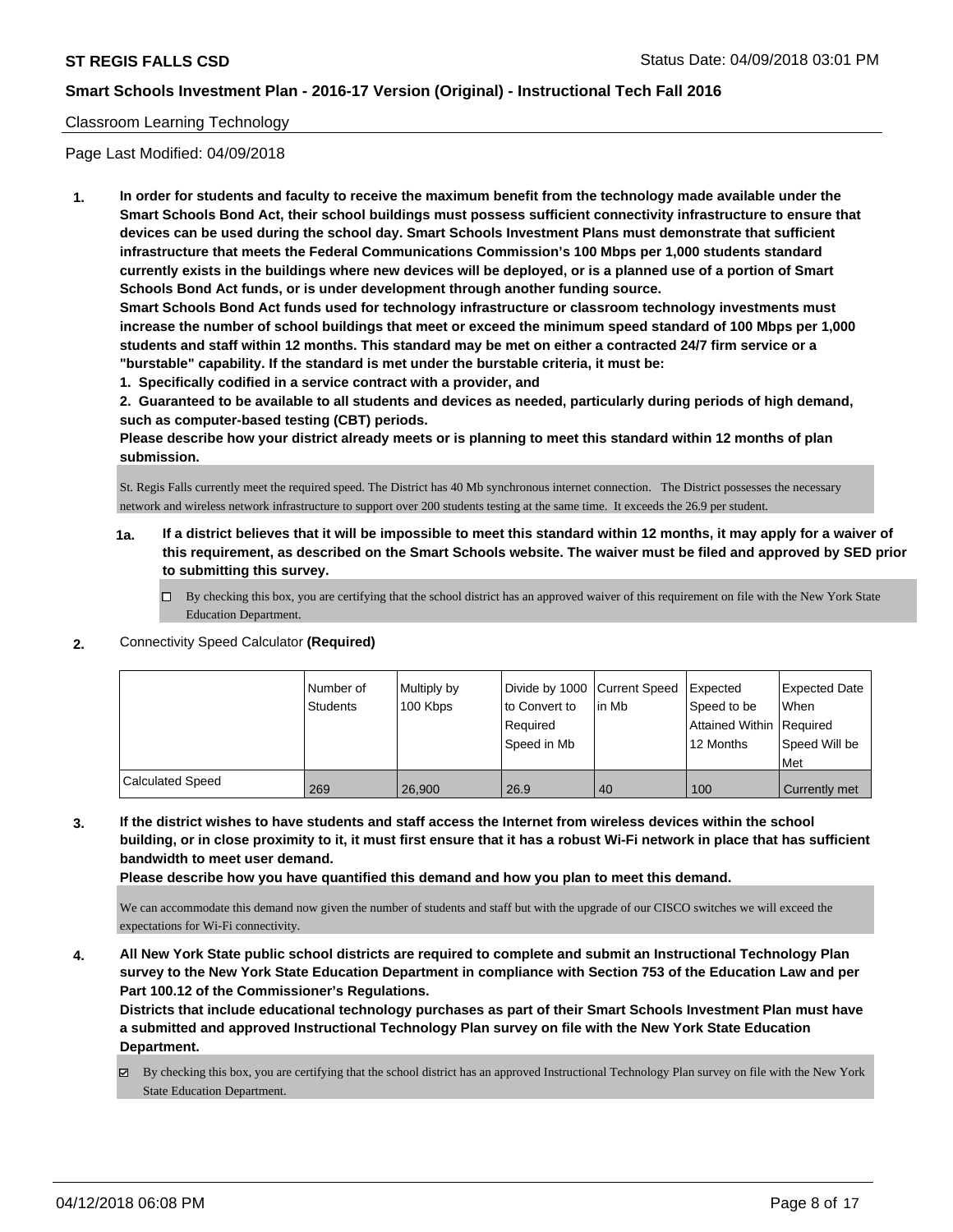## Classroom Learning Technology

Page Last Modified: 04/09/2018

**1. In order for students and faculty to receive the maximum benefit from the technology made available under the Smart Schools Bond Act, their school buildings must possess sufficient connectivity infrastructure to ensure that devices can be used during the school day. Smart Schools Investment Plans must demonstrate that sufficient infrastructure that meets the Federal Communications Commission's 100 Mbps per 1,000 students standard currently exists in the buildings where new devices will be deployed, or is a planned use of a portion of Smart Schools Bond Act funds, or is under development through another funding source.**

**Smart Schools Bond Act funds used for technology infrastructure or classroom technology investments must increase the number of school buildings that meet or exceed the minimum speed standard of 100 Mbps per 1,000 students and staff within 12 months. This standard may be met on either a contracted 24/7 firm service or a "burstable" capability. If the standard is met under the burstable criteria, it must be:**

**1. Specifically codified in a service contract with a provider, and**

**2. Guaranteed to be available to all students and devices as needed, particularly during periods of high demand, such as computer-based testing (CBT) periods.**

**Please describe how your district already meets or is planning to meet this standard within 12 months of plan submission.**

St. Regis Falls currently meet the required speed. The District has 40 Mb synchronous internet connection. The District possesses the necessary network and wireless network infrastructure to support over 200 students testing at the same time. It exceeds the 26.9 per student.

**1a. If a district believes that it will be impossible to meet this standard within 12 months, it may apply for a waiver of this requirement, as described on the Smart Schools website. The waiver must be filed and approved by SED prior to submitting this survey.**

- ☐ By checking this box, you are certifying that the school district has an approved waiver of this requirement on file with the New York State Education Department.

**2.** Connectivity Speed Calculator **(Required)**

| | Number of Students | Multiply by 100 Kbps | Divide by 1000 to Convert to Required Speed in Mb | Current Speed in Mb | Expected Speed to be Attained Within 12 Months | Expected Date When Required Speed Will be Met |
|---|---|---|---|---|---|---|
| Calculated Speed | 269 | 26,900 | 26.9 | 40 | 100 | Currently met |

**3. If the district wishes to have students and staff access the Internet from wireless devices within the school building, or in close proximity to it, it must first ensure that it has a robust Wi-Fi network in place that has sufficient bandwidth to meet user demand.**

**Please describe how you have quantified this demand and how you plan to meet this demand.**

We can accommodate this demand now given the number of students and staff but with the upgrade of our CISCO switches we will exceed the expectations for Wi-Fi connectivity.

**4. All New York State public school districts are required to complete and submit an Instructional Technology Plan survey to the New York State Education Department in compliance with Section 753 of the Education Law and per Part 100.12 of the Commissioner's Regulations.**

**Districts that include educational technology purchases as part of their Smart Schools Investment Plan must have a submitted and approved Instructional Technology Plan survey on file with the New York State Education Department.**

- ☑ By checking this box, you are certifying that the school district has an approved Instructional Technology Plan survey on file with the New York State Education Department.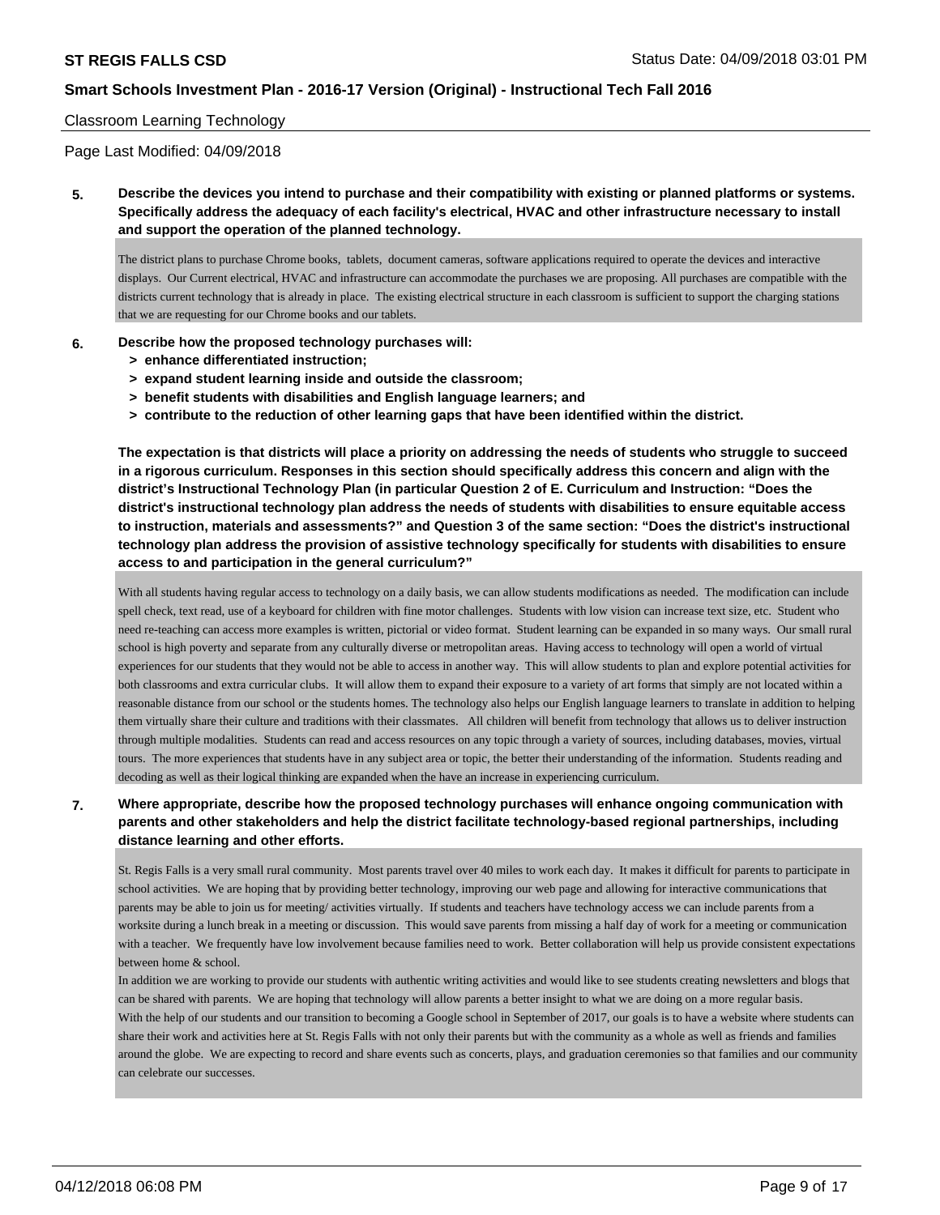## Classroom Learning Technology

Page Last Modified: 04/09/2018

**5. Describe the devices you intend to purchase and their compatibility with existing or planned platforms or systems. Specifically address the adequacy of each facility's electrical, HVAC and other infrastructure necessary to install and support the operation of the planned technology.**

The district plans to purchase Chrome books, tablets, document cameras, software applications required to operate the devices and interactive displays. Our Current electrical, HVAC and infrastructure can accommodate the purchases we are proposing. All purchases are compatible with the districts current technology that is already in place. The existing electrical structure in each classroom is sufficient to support the charging stations that we are requesting for our Chrome books and our tablets.

**6. Describe how the proposed technology purchases will:**
- **> enhance differentiated instruction;**
- **> expand student learning inside and outside the classroom;**
- **> benefit students with disabilities and English language learners; and**
- **> contribute to the reduction of other learning gaps that have been identified within the district.**

**The expectation is that districts will place a priority on addressing the needs of students who struggle to succeed in a rigorous curriculum. Responses in this section should specifically address this concern and align with the district's Instructional Technology Plan (in particular Question 2 of E. Curriculum and Instruction: "Does the district's instructional technology plan address the needs of students with disabilities to ensure equitable access to instruction, materials and assessments?" and Question 3 of the same section: "Does the district's instructional technology plan address the provision of assistive technology specifically for students with disabilities to ensure access to and participation in the general curriculum?"**

With all students having regular access to technology on a daily basis, we can allow students modifications as needed. The modification can include spell check, text read, use of a keyboard for children with fine motor challenges. Students with low vision can increase text size, etc. Student who need re-teaching can access more examples is written, pictorial or video format. Student learning can be expanded in so many ways. Our small rural school is high poverty and separate from any culturally diverse or metropolitan areas. Having access to technology will open a world of virtual experiences for our students that they would not be able to access in another way. This will allow students to plan and explore potential activities for both classrooms and extra curricular clubs. It will allow them to expand their exposure to a variety of art forms that simply are not located within a reasonable distance from our school or the students homes. The technology also helps our English language learners to translate in addition to helping them virtually share their culture and traditions with their classmates. All children will benefit from technology that allows us to deliver instruction through multiple modalities. Students can read and access resources on any topic through a variety of sources, including databases, movies, virtual tours. The more experiences that students have in any subject area or topic, the better their understanding of the information. Students reading and decoding as well as their logical thinking are expanded when the have an increase in experiencing curriculum.

**7. Where appropriate, describe how the proposed technology purchases will enhance ongoing communication with parents and other stakeholders and help the district facilitate technology-based regional partnerships, including distance learning and other efforts.**

St. Regis Falls is a very small rural community. Most parents travel over 40 miles to work each day. It makes it difficult for parents to participate in school activities. We are hoping that by providing better technology, improving our web page and allowing for interactive communications that parents may be able to join us for meeting/ activities virtually. If students and teachers have technology access we can include parents from a worksite during a lunch break in a meeting or discussion. This would save parents from missing a half day of work for a meeting or communication with a teacher. We frequently have low involvement because families need to work. Better collaboration will help us provide consistent expectations between home & school.

In addition we are working to provide our students with authentic writing activities and would like to see students creating newsletters and blogs that can be shared with parents. We are hoping that technology will allow parents a better insight to what we are doing on a more regular basis.

With the help of our students and our transition to becoming a Google school in September of 2017, our goals is to have a website where students can share their work and activities here at St. Regis Falls with not only their parents but with the community as a whole as well as friends and families around the globe. We are expecting to record and share events such as concerts, plays, and graduation ceremonies so that families and our community can celebrate our successes.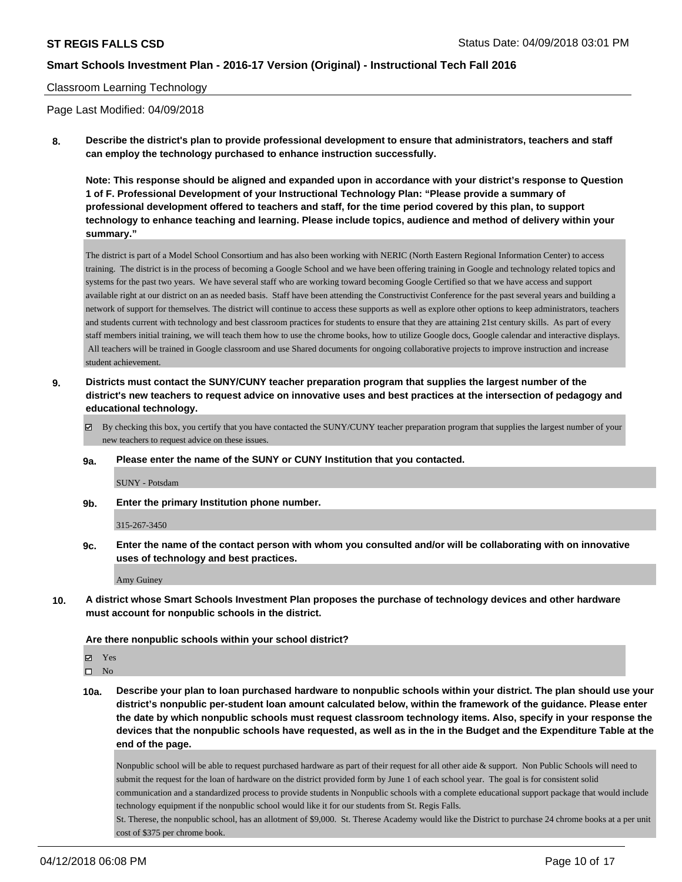Classroom Learning Technology

Page Last Modified: 04/09/2018

**8. Describe the district's plan to provide professional development to ensure that administrators, teachers and staff can employ the technology purchased to enhance instruction successfully.**

**Note: This response should be aligned and expanded upon in accordance with your district's response to Question 1 of F. Professional Development of your Instructional Technology Plan: "Please provide a summary of professional development offered to teachers and staff, for the time period covered by this plan, to support technology to enhance teaching and learning. Please include topics, audience and method of delivery within your summary."**

The district is part of a Model School Consortium and has also been working with NERIC (North Eastern Regional Information Center) to access training. The district is in the process of becoming a Google School and we have been offering training in Google and technology related topics and systems for the past two years. We have several staff who are working toward becoming Google Certified so that we have access and support available right at our district on an as needed basis. Staff have been attending the Constructivist Conference for the past several years and building a network of support for themselves. The district will continue to access these supports as well as explore other options to keep administrators, teachers and students current with technology and best classroom practices for students to ensure that they are attaining 21st century skills. As part of every staff members initial training, we will teach them how to use the chrome books, how to utilize Google docs, Google calendar and interactive displays. All teachers will be trained in Google classroom and use Shared documents for ongoing collaborative projects to improve instruction and increase student achievement.

**9. Districts must contact the SUNY/CUNY teacher preparation program that supplies the largest number of the district's new teachers to request advice on innovative uses and best practices at the intersection of pedagogy and educational technology.**

☑ By checking this box, you certify that you have contacted the SUNY/CUNY teacher preparation program that supplies the largest number of your new teachers to request advice on these issues.

**9a. Please enter the name of the SUNY or CUNY Institution that you contacted.**

SUNY - Potsdam

**9b. Enter the primary Institution phone number.**

315-267-3450

**9c. Enter the name of the contact person with whom you consulted and/or will be collaborating with on innovative uses of technology and best practices.**

Amy Guiney

**10. A district whose Smart Schools Investment Plan proposes the purchase of technology devices and other hardware must account for nonpublic schools in the district.**

**Are there nonpublic schools within your school district?**

☑ Yes
☐ No

**10a. Describe your plan to loan purchased hardware to nonpublic schools within your district. The plan should use your district's nonpublic per-student loan amount calculated below, within the framework of the guidance. Please enter the date by which nonpublic schools must request classroom technology items. Also, specify in your response the devices that the nonpublic schools have requested, as well as in the in the Budget and the Expenditure Table at the end of the page.**

Nonpublic school will be able to request purchased hardware as part of their request for all other aide & support. Non Public Schools will need to submit the request for the loan of hardware on the district provided form by June 1 of each school year. The goal is for consistent solid communication and a standardized process to provide students in Nonpublic schools with a complete educational support package that would include technology equipment if the nonpublic school would like it for our students from St. Regis Falls.
St. Therese, the nonpublic school, has an allotment of $9,000. St. Therese Academy would like the District to purchase 24 chrome books at a per unit cost of $375 per chrome book.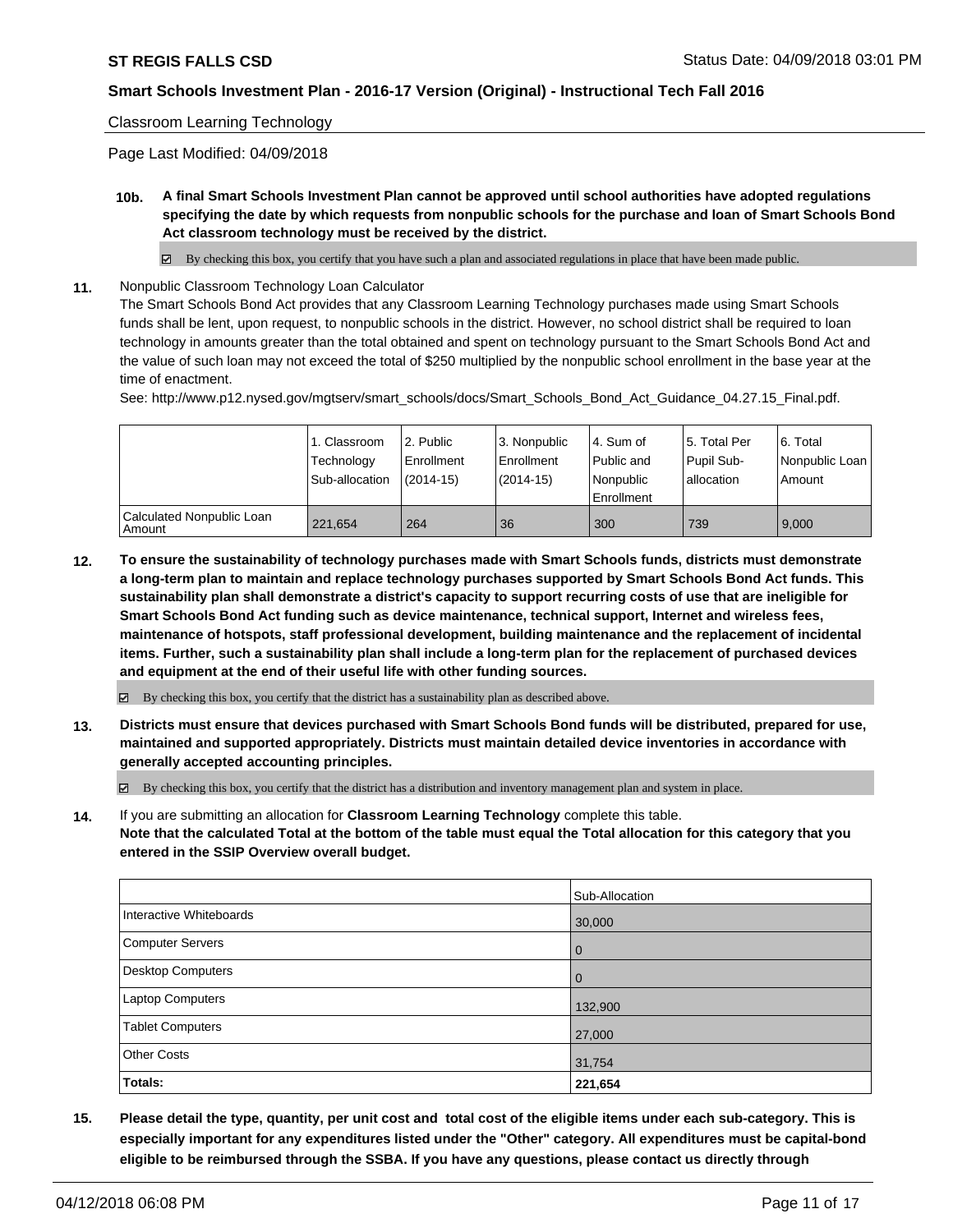Classroom Learning Technology

Page Last Modified: 04/09/2018

**10b. A final Smart Schools Investment Plan cannot be approved until school authorities have adopted regulations specifying the date by which requests from nonpublic schools for the purchase and loan of Smart Schools Bond Act classroom technology must be received by the district.**

☑ By checking this box, you certify that you have such a plan and associated regulations in place that have been made public.

**11.** Nonpublic Classroom Technology Loan Calculator

The Smart Schools Bond Act provides that any Classroom Learning Technology purchases made using Smart Schools funds shall be lent, upon request, to nonpublic schools in the district. However, no school district shall be required to loan technology in amounts greater than the total obtained and spent on technology pursuant to the Smart Schools Bond Act and the value of such loan may not exceed the total of $250 multiplied by the nonpublic school enrollment in the base year at the time of enactment.

See: http://www.p12.nysed.gov/mgtserv/smart_schools/docs/Smart_Schools_Bond_Act_Guidance_04.27.15_Final.pdf.

| | 1. Classroom Technology Sub-allocation | 2. Public Enrollment (2014-15) | 3. Nonpublic Enrollment (2014-15) | 4. Sum of Public and Nonpublic Enrollment | 5. Total Per Pupil Sub-allocation | 6. Total Nonpublic Loan Amount |
|---|---|---|---|---|---|---|
| Calculated Nonpublic Loan Amount | 221,654 | 264 | 36 | 300 | 739 | 9,000 |

**12. To ensure the sustainability of technology purchases made with Smart Schools funds, districts must demonstrate a long-term plan to maintain and replace technology purchases supported by Smart Schools Bond Act funds. This sustainability plan shall demonstrate a district's capacity to support recurring costs of use that are ineligible for Smart Schools Bond Act funding such as device maintenance, technical support, Internet and wireless fees, maintenance of hotspots, staff professional development, building maintenance and the replacement of incidental items. Further, such a sustainability plan shall include a long-term plan for the replacement of purchased devices and equipment at the end of their useful life with other funding sources.**

☑ By checking this box, you certify that the district has a sustainability plan as described above.

**13. Districts must ensure that devices purchased with Smart Schools Bond funds will be distributed, prepared for use, maintained and supported appropriately. Districts must maintain detailed device inventories in accordance with generally accepted accounting principles.**

☑ By checking this box, you certify that the district has a distribution and inventory management plan and system in place.

**14.** If you are submitting an allocation for **Classroom Learning Technology** complete this table.
**Note that the calculated Total at the bottom of the table must equal the Total allocation for this category that you entered in the SSIP Overview overall budget.**

| | Sub-Allocation |
|---|---|
| Interactive Whiteboards | 30,000 |
| Computer Servers | 0 |
| Desktop Computers | 0 |
| Laptop Computers | 132,900 |
| Tablet Computers | 27,000 |
| Other Costs | 31,754 |
| **Totals:** | **221,654** |

**15. Please detail the type, quantity, per unit cost and total cost of the eligible items under each sub-category. This is especially important for any expenditures listed under the "Other" category. All expenditures must be capital-bond eligible to be reimbursed through the SSBA. If you have any questions, please contact us directly through**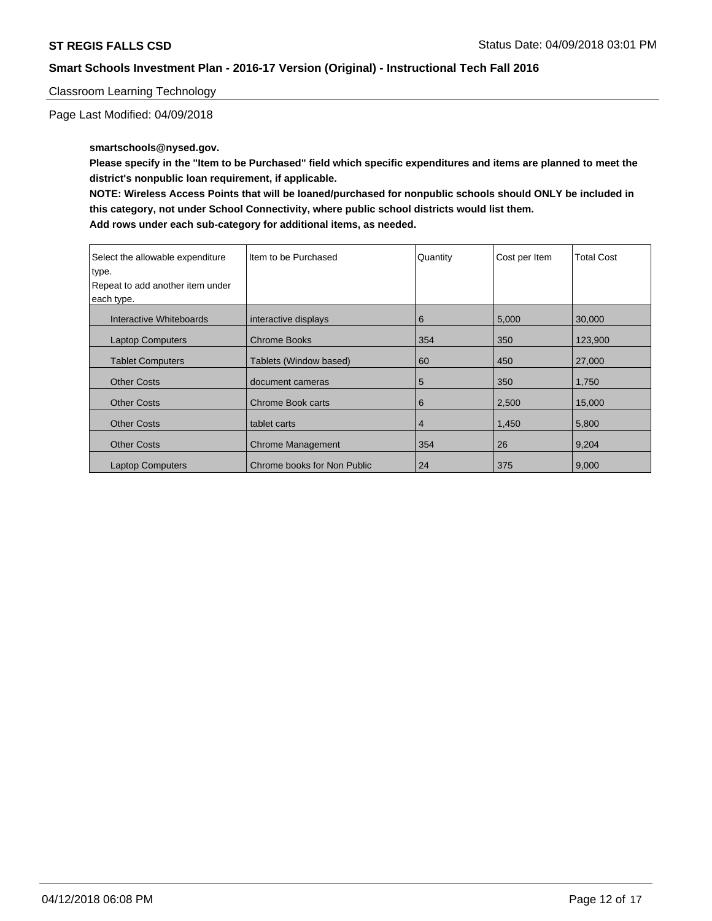Classroom Learning Technology

Page Last Modified: 04/09/2018

**smartschools@nysed.gov.**

**Please specify in the "Item to be Purchased" field which specific expenditures and items are planned to meet the district's nonpublic loan requirement, if applicable.**

**NOTE: Wireless Access Points that will be loaned/purchased for nonpublic schools should ONLY be included in this category, not under School Connectivity, where public school districts would list them.**

**Add rows under each sub-category for additional items, as needed.**

| Select the allowable expenditure type. Repeat to add another item under each type. | Item to be Purchased | Quantity | Cost per Item | Total Cost |
|---|---|---|---|---|
| Interactive Whiteboards | interactive displays | 6 | 5,000 | 30,000 |
| Laptop Computers | Chrome Books | 354 | 350 | 123,900 |
| Tablet Computers | Tablets (Window based) | 60 | 450 | 27,000 |
| Other Costs | document cameras | 5 | 350 | 1,750 |
| Other Costs | Chrome Book carts | 6 | 2,500 | 15,000 |
| Other Costs | tablet carts | 4 | 1,450 | 5,800 |
| Other Costs | Chrome Management | 354 | 26 | 9,204 |
| Laptop Computers | Chrome books for Non Public | 24 | 375 | 9,000 |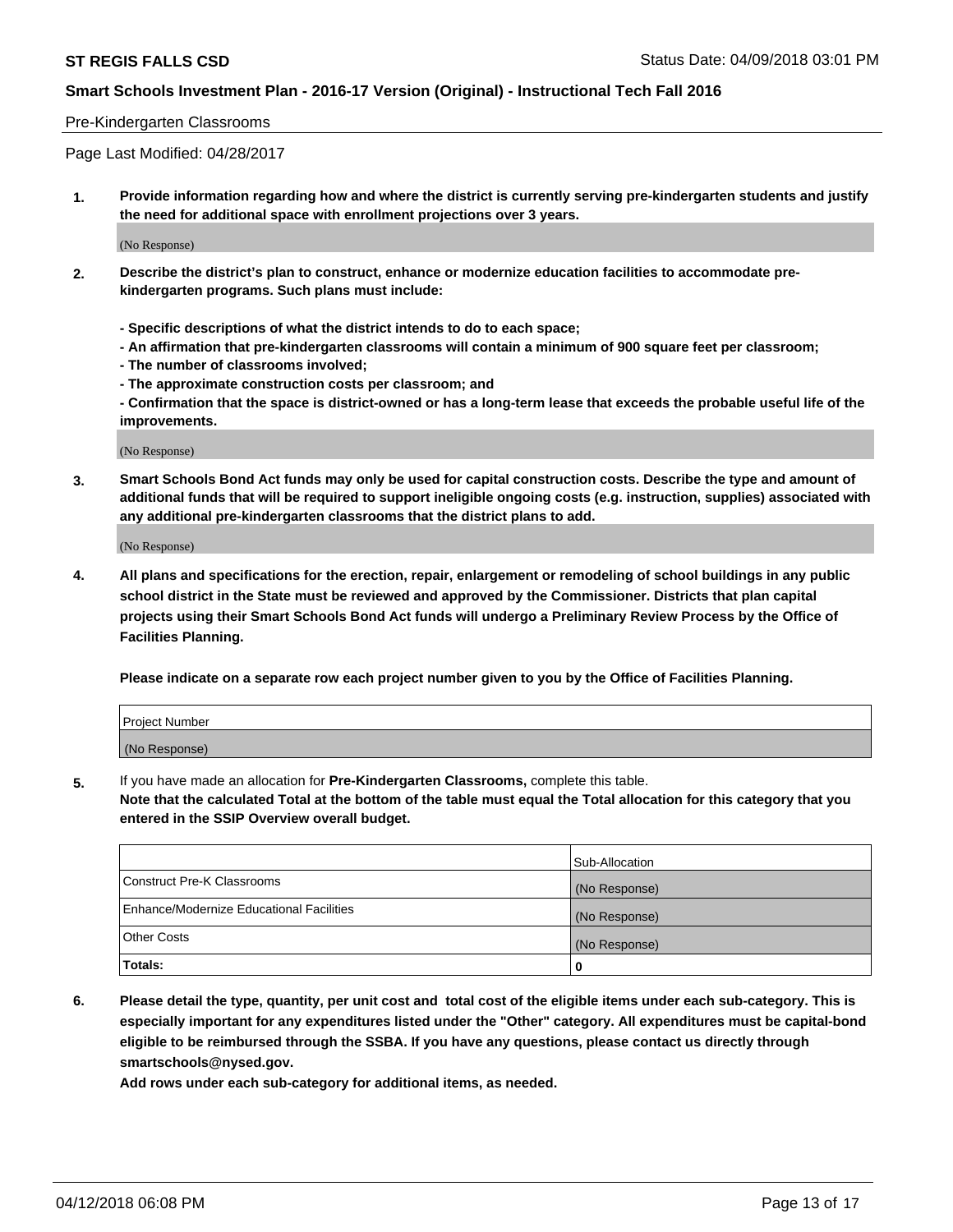Pre-Kindergarten Classrooms

Page Last Modified: 04/28/2017

**1. Provide information regarding how and where the district is currently serving pre-kindergarten students and justify the need for additional space with enrollment projections over 3 years.**

(No Response)

**2. Describe the district's plan to construct, enhance or modernize education facilities to accommodate pre-kindergarten programs. Such plans must include:**

**- Specific descriptions of what the district intends to do to each space;**
**- An affirmation that pre-kindergarten classrooms will contain a minimum of 900 square feet per classroom;**
**- The number of classrooms involved;**
**- The approximate construction costs per classroom; and**
**- Confirmation that the space is district-owned or has a long-term lease that exceeds the probable useful life of the improvements.**

(No Response)

**3. Smart Schools Bond Act funds may only be used for capital construction costs. Describe the type and amount of additional funds that will be required to support ineligible ongoing costs (e.g. instruction, supplies) associated with any additional pre-kindergarten classrooms that the district plans to add.**

(No Response)

**4. All plans and specifications for the erection, repair, enlargement or remodeling of school buildings in any public school district in the State must be reviewed and approved by the Commissioner. Districts that plan capital projects using their Smart Schools Bond Act funds will undergo a Preliminary Review Process by the Office of Facilities Planning.**

**Please indicate on a separate row each project number given to you by the Office of Facilities Planning.**

| Project Number |
| --- |
| (No Response) |

5. If you have made an allocation for **Pre-Kindergarten Classrooms,** complete this table.
**Note that the calculated Total at the bottom of the table must equal the Total allocation for this category that you entered in the SSIP Overview overall budget.**

| | Sub-Allocation |
| --- | --- |
| Construct Pre-K Classrooms | (No Response) |
| Enhance/Modernize Educational Facilities | (No Response) |
| Other Costs | (No Response) |
| **Totals:** | **0** |

**6. Please detail the type, quantity, per unit cost and total cost of the eligible items under each sub-category. This is especially important for any expenditures listed under the "Other" category. All expenditures must be capital-bond eligible to be reimbursed through the SSBA. If you have any questions, please contact us directly through smartschools@nysed.gov.**

**Add rows under each sub-category for additional items, as needed.**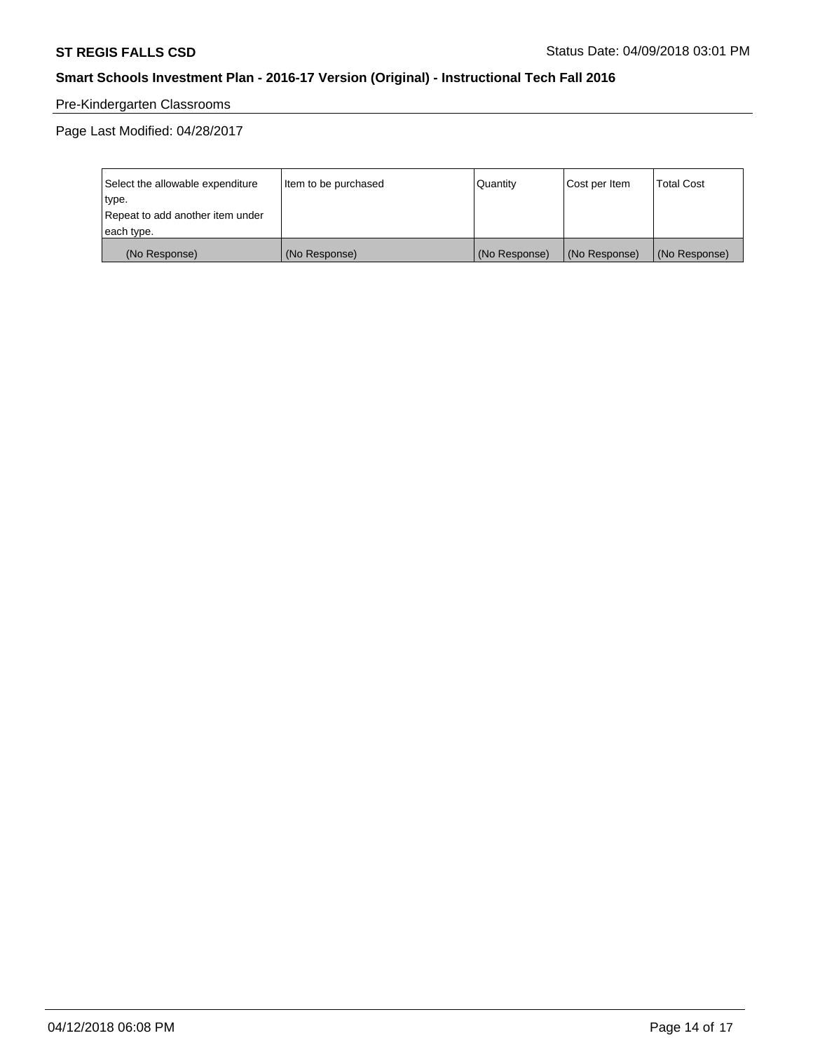## Pre-Kindergarten Classrooms

Page Last Modified: 04/28/2017

| Select the allowable expenditure type. Repeat to add another item under each type. | Item to be purchased | Quantity | Cost per Item | Total Cost |
|---|---|---|---|---|
| (No Response) | (No Response) | (No Response) | (No Response) | (No Response) |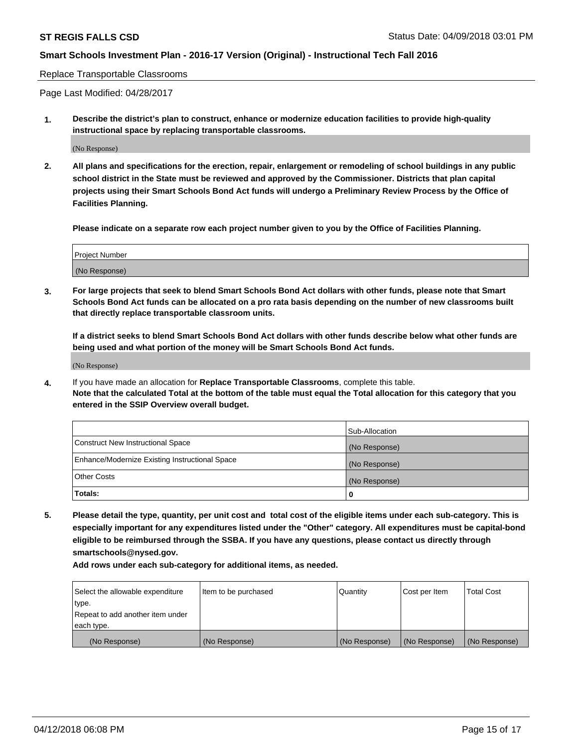Replace Transportable Classrooms

Page Last Modified: 04/28/2017

**1. Describe the district's plan to construct, enhance or modernize education facilities to provide high-quality instructional space by replacing transportable classrooms.**

(No Response)

**2. All plans and specifications for the erection, repair, enlargement or remodeling of school buildings in any public school district in the State must be reviewed and approved by the Commissioner. Districts that plan capital projects using their Smart Schools Bond Act funds will undergo a Preliminary Review Process by the Office of Facilities Planning.**

**Please indicate on a separate row each project number given to you by the Office of Facilities Planning.**

| Project Number |
| --- |
| (No Response) |

**3. For large projects that seek to blend Smart Schools Bond Act dollars with other funds, please note that Smart Schools Bond Act funds can be allocated on a pro rata basis depending on the number of new classrooms built that directly replace transportable classroom units.**

**If a district seeks to blend Smart Schools Bond Act dollars with other funds describe below what other funds are being used and what portion of the money will be Smart Schools Bond Act funds.**

(No Response)

**4.** If you have made an allocation for **Replace Transportable Classrooms**, complete this table. **Note that the calculated Total at the bottom of the table must equal the Total allocation for this category that you entered in the SSIP Overview overall budget.**

| | Sub-Allocation |
| --- | --- |
| Construct New Instructional Space | (No Response) |
| Enhance/Modernize Existing Instructional Space | (No Response) |
| Other Costs | (No Response) |
| **Totals:** | **0** |

**5. Please detail the type, quantity, per unit cost and total cost of the eligible items under each sub-category. This is especially important for any expenditures listed under the "Other" category. All expenditures must be capital-bond eligible to be reimbursed through the SSBA. If you have any questions, please contact us directly through smartschools@nysed.gov.**

**Add rows under each sub-category for additional items, as needed.**

| Select the allowable expenditure type. Repeat to add another item under each type. | Item to be purchased | Quantity | Cost per Item | Total Cost |
| --- | --- | --- | --- | --- |
| (No Response) | (No Response) | (No Response) | (No Response) | (No Response) |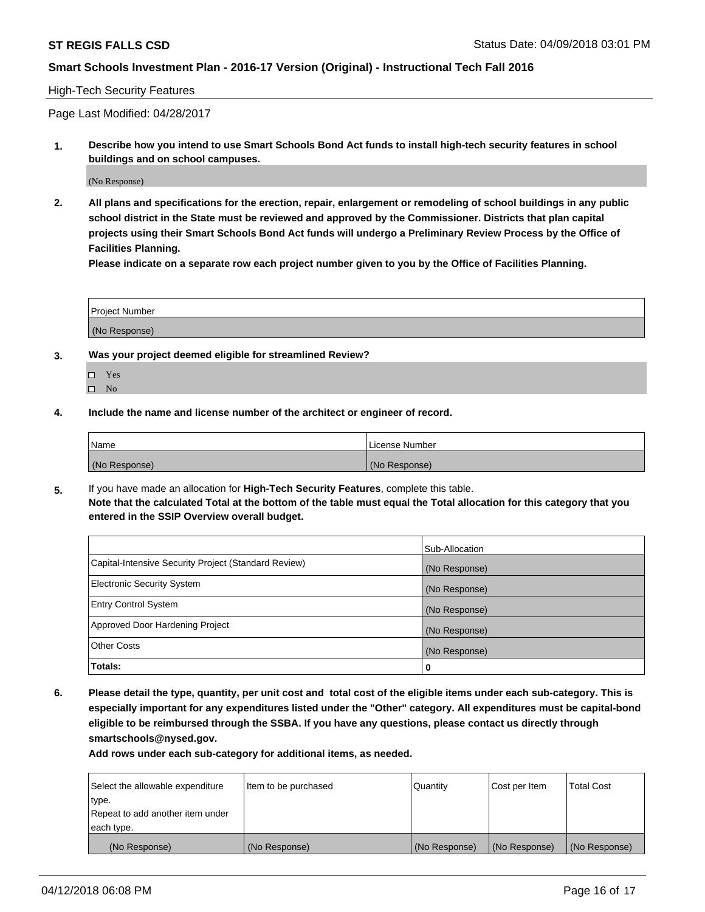**ST REGIS FALLS CSD** Status Date: 04/09/2018 03:01 PM

**Smart Schools Investment Plan - 2016-17 Version (Original) - Instructional Tech Fall 2016**

High-Tech Security Features

Page Last Modified: 04/28/2017

**1. Describe how you intend to use Smart Schools Bond Act funds to install high-tech security features in school buildings and on school campuses.**

(No Response)

**2. All plans and specifications for the erection, repair, enlargement or remodeling of school buildings in any public school district in the State must be reviewed and approved by the Commissioner. Districts that plan capital projects using their Smart Schools Bond Act funds will undergo a Preliminary Review Process by the Office of Facilities Planning.**

**Please indicate on a separate row each project number given to you by the Office of Facilities Planning.**

| Project Number |
|---|
| (No Response) |

**3. Was your project deemed eligible for streamlined Review?**

- ☐ Yes
- ☐ No

**4. Include the name and license number of the architect or engineer of record.**

| Name | License Number |
|---|---|
| (No Response) | (No Response) |

**5.** If you have made an allocation for **High-Tech Security Features**, complete this table.
**Note that the calculated Total at the bottom of the table must equal the Total allocation for this category that you entered in the SSIP Overview overall budget.**

| | Sub-Allocation |
|---|---|
| Capital-Intensive Security Project (Standard Review) | (No Response) |
| Electronic Security System | (No Response) |
| Entry Control System | (No Response) |
| Approved Door Hardening Project | (No Response) |
| Other Costs | (No Response) |
| **Totals:** | **0** |

**6. Please detail the type, quantity, per unit cost and total cost of the eligible items under each sub-category. This is especially important for any expenditures listed under the "Other" category. All expenditures must be capital-bond eligible to be reimbursed through the SSBA. If you have any questions, please contact us directly through smartschools@nysed.gov.**

**Add rows under each sub-category for additional items, as needed.**

| Select the allowable expenditure type. Repeat to add another item under each type. | Item to be purchased | Quantity | Cost per Item | Total Cost |
|---|---|---|---|---|
| (No Response) | (No Response) | (No Response) | (No Response) | (No Response) |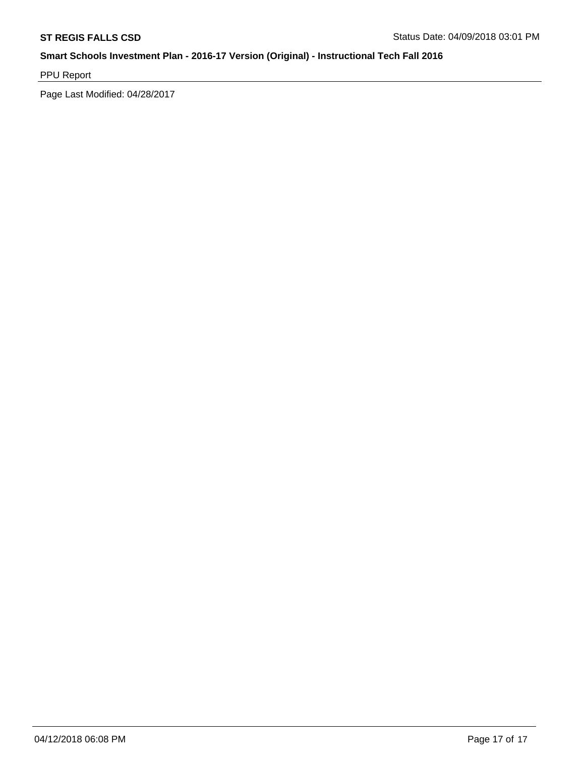PPU Report

Page Last Modified: 04/28/2017